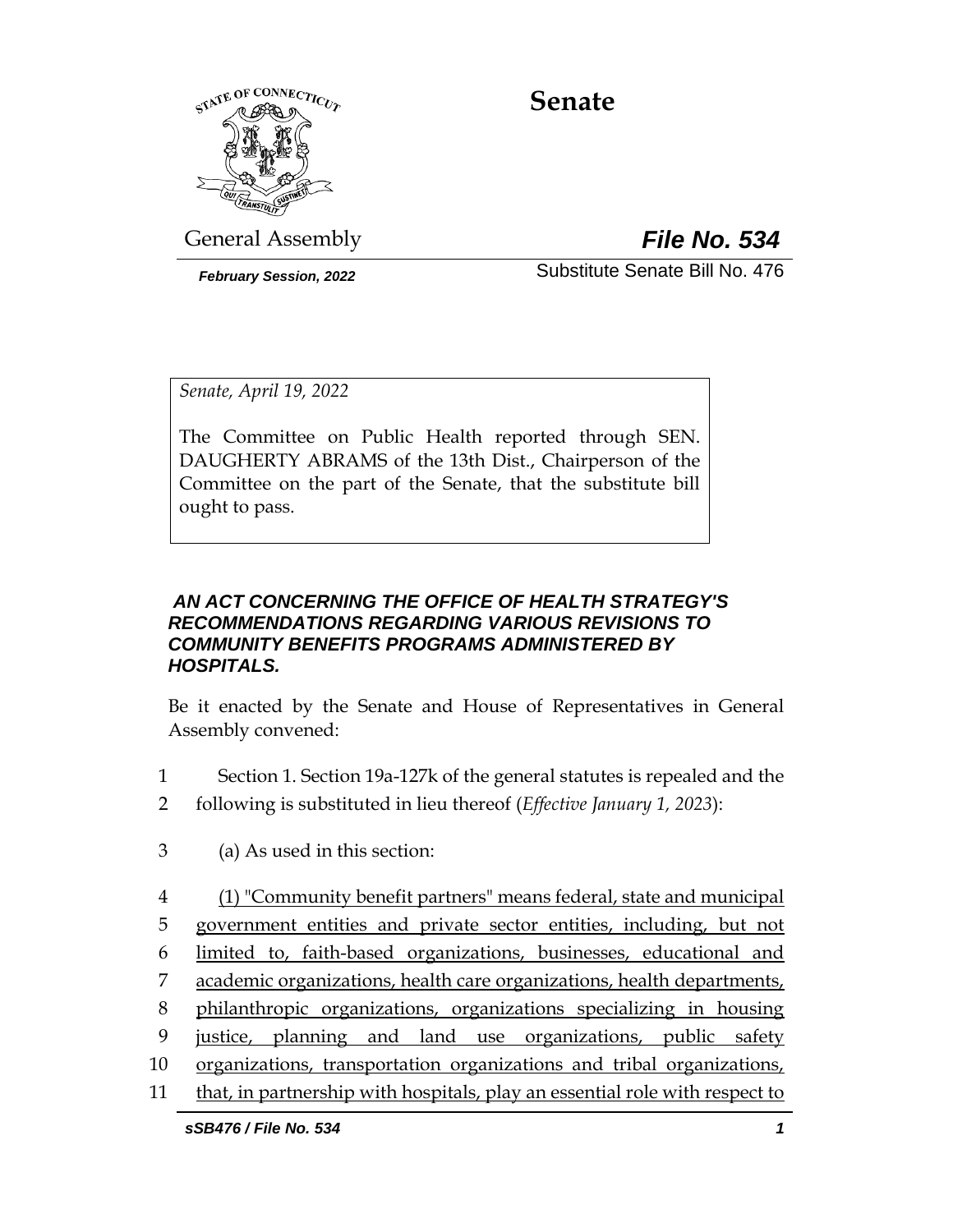# Senate

General Assembly **File No. 534**

*February Session, 2022*

Substitute Senate Bill No. 476

*Senate, April 19, 2022*

The Committee on Public Health reported through SEN. DAUGHERTY ABRAMS of the 13th Dist., Chairperson of the Committee on the part of the Senate, that the substitute bill ought to pass.

***AN ACT CONCERNING THE OFFICE OF HEALTH STRATEGY'S RECOMMENDATIONS REGARDING VARIOUS REVISIONS TO COMMUNITY BENEFITS PROGRAMS ADMINISTERED BY HOSPITALS.***

Be it enacted by the Senate and House of Representatives in General Assembly convened:

1 Section 1. Section 19a-127k of the general statutes is repealed and the
2 following is substituted in lieu thereof (*Effective January 1, 2023*):

3 (a) As used in this section:

4 (1) "Community benefit partners" means federal, state and municipal
5 government entities and private sector entities, including, but not
6 limited to, faith-based organizations, businesses, educational and
7 academic organizations, health care organizations, health departments,
8 philanthropic organizations, organizations specializing in housing
9 justice, planning and land use organizations, public safety
10 organizations, transportation organizations and tribal organizations,
11 that, in partnership with hospitals, play an essential role with respect to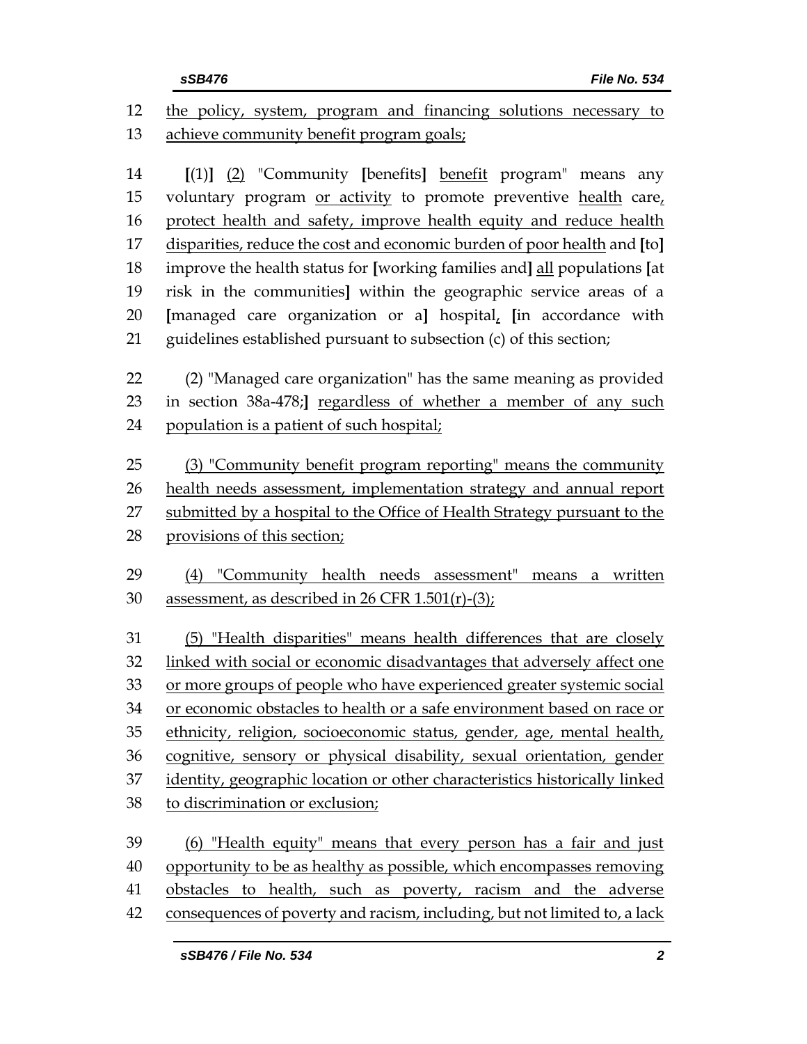the policy, system, program and financing solutions necessary to achieve community benefit program goals;

[(1)] (2) "Community [benefits] benefit program" means any voluntary program or activity to promote preventive health care, protect health and safety, improve health equity and reduce health disparities, reduce the cost and economic burden of poor health and [to] improve the health status for [working families and] all populations [at risk in the communities] within the geographic service areas of a [managed care organization or a] hospital, [in accordance with guidelines established pursuant to subsection (c) of this section;

(2) "Managed care organization" has the same meaning as provided in section 38a-478;] regardless of whether a member of any such population is a patient of such hospital;

(3) "Community benefit program reporting" means the community health needs assessment, implementation strategy and annual report submitted by a hospital to the Office of Health Strategy pursuant to the provisions of this section;

(4) "Community health needs assessment" means a written assessment, as described in 26 CFR 1.501(r)-(3);

(5) "Health disparities" means health differences that are closely linked with social or economic disadvantages that adversely affect one or more groups of people who have experienced greater systemic social or economic obstacles to health or a safe environment based on race or ethnicity, religion, socioeconomic status, gender, age, mental health, cognitive, sensory or physical disability, sexual orientation, gender identity, geographic location or other characteristics historically linked to discrimination or exclusion;

(6) "Health equity" means that every person has a fair and just opportunity to be as healthy as possible, which encompasses removing obstacles to health, such as poverty, racism and the adverse consequences of poverty and racism, including, but not limited to, a lack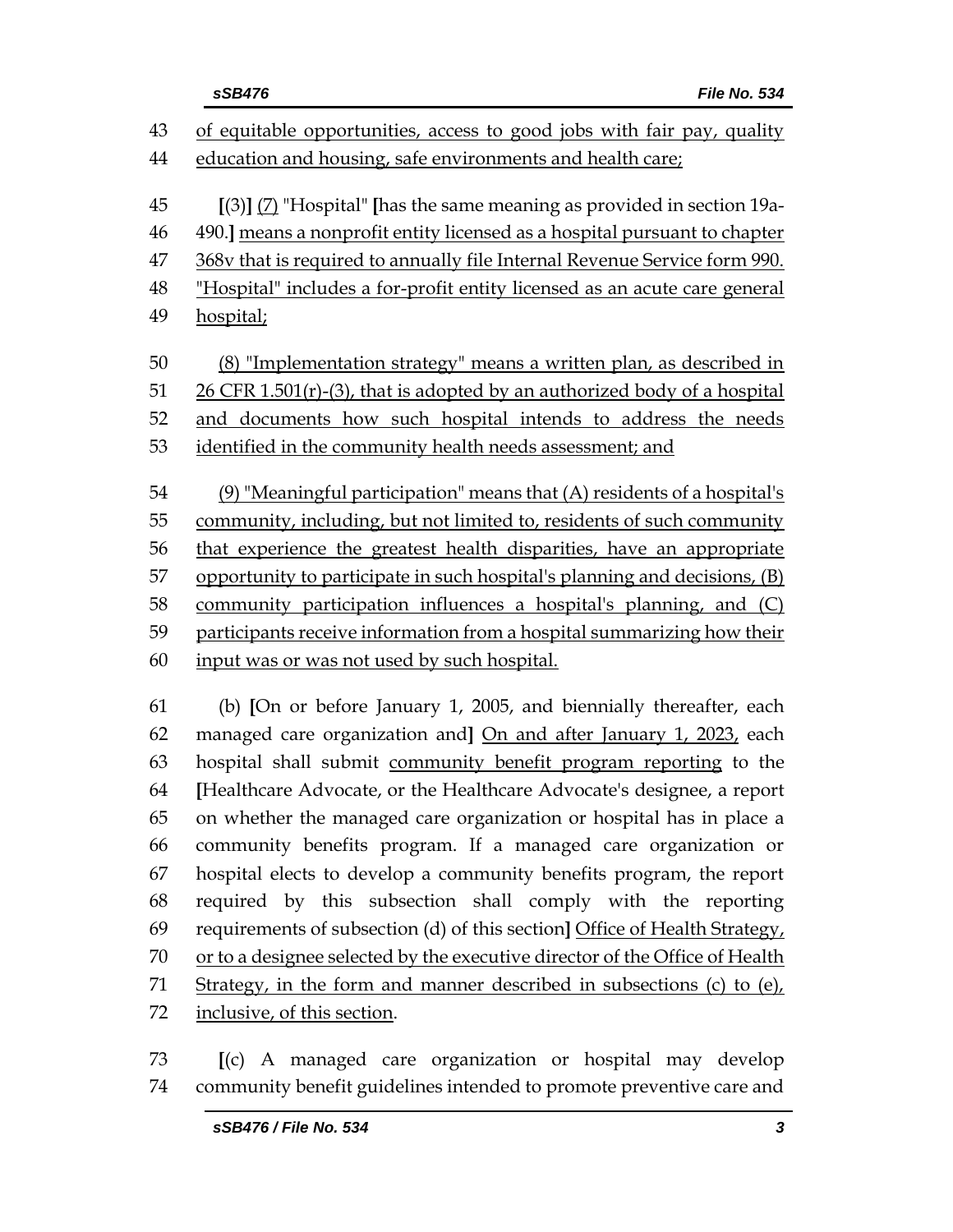of equitable opportunities, access to good jobs with fair pay, quality education and housing, safe environments and health care;

[(3)] (7) "Hospital" [has the same meaning as provided in section 19a-490.] means a nonprofit entity licensed as a hospital pursuant to chapter 368v that is required to annually file Internal Revenue Service form 990. "Hospital" includes a for-profit entity licensed as an acute care general hospital;

(8) "Implementation strategy" means a written plan, as described in 26 CFR 1.501(r)-(3), that is adopted by an authorized body of a hospital and documents how such hospital intends to address the needs identified in the community health needs assessment; and

(9) "Meaningful participation" means that (A) residents of a hospital's community, including, but not limited to, residents of such community that experience the greatest health disparities, have an appropriate opportunity to participate in such hospital's planning and decisions, (B) community participation influences a hospital's planning, and (C) participants receive information from a hospital summarizing how their input was or was not used by such hospital.

(b) [On or before January 1, 2005, and biennially thereafter, each managed care organization and] On and after January 1, 2023, each hospital shall submit community benefit program reporting to the [Healthcare Advocate, or the Healthcare Advocate's designee, a report on whether the managed care organization or hospital has in place a community benefits program. If a managed care organization or hospital elects to develop a community benefits program, the report required by this subsection shall comply with the reporting requirements of subsection (d) of this section] Office of Health Strategy, or to a designee selected by the executive director of the Office of Health Strategy, in the form and manner described in subsections (c) to (e), inclusive, of this section.

[(c) A managed care organization or hospital may develop community benefit guidelines intended to promote preventive care and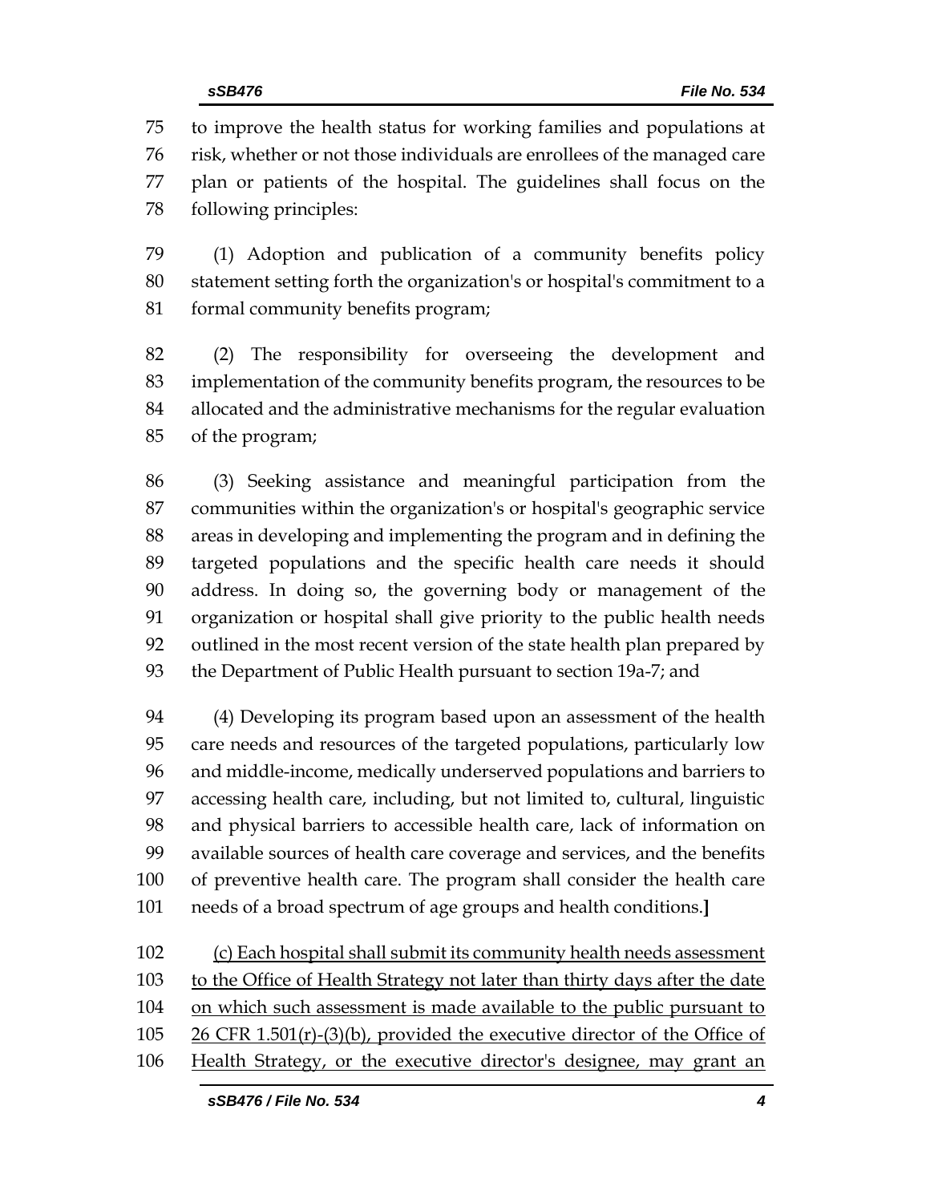to improve the health status for working families and populations at risk, whether or not those individuals are enrollees of the managed care plan or patients of the hospital. The guidelines shall focus on the following principles:

(1) Adoption and publication of a community benefits policy statement setting forth the organization's or hospital's commitment to a formal community benefits program;

(2) The responsibility for overseeing the development and implementation of the community benefits program, the resources to be allocated and the administrative mechanisms for the regular evaluation of the program;

(3) Seeking assistance and meaningful participation from the communities within the organization's or hospital's geographic service areas in developing and implementing the program and in defining the targeted populations and the specific health care needs it should address. In doing so, the governing body or management of the organization or hospital shall give priority to the public health needs outlined in the most recent version of the state health plan prepared by the Department of Public Health pursuant to section 19a-7; and

(4) Developing its program based upon an assessment of the health care needs and resources of the targeted populations, particularly low and middle-income, medically underserved populations and barriers to accessing health care, including, but not limited to, cultural, linguistic and physical barriers to accessible health care, lack of information on available sources of health care coverage and services, and the benefits of preventive health care. The program shall consider the health care needs of a broad spectrum of age groups and health conditions.**]**

<u>(c) Each hospital shall submit its community health needs assessment to the Office of Health Strategy not later than thirty days after the date on which such assessment is made available to the public pursuant to 26 CFR 1.501(r)-(3)(b), provided the executive director of the Office of Health Strategy, or the executive director's designee, may grant an</u>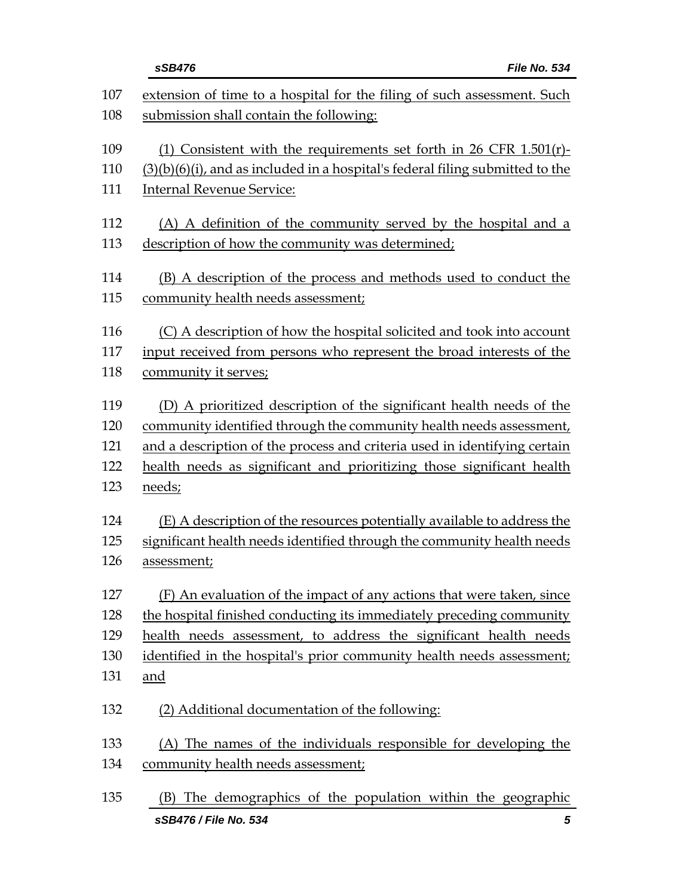extension of time to a hospital for the filing of such assessment. Such submission shall contain the following:

(1) Consistent with the requirements set forth in 26 CFR 1.501(r)-(3)(b)(6)(i), and as included in a hospital's federal filing submitted to the Internal Revenue Service:

(A) A definition of the community served by the hospital and a description of how the community was determined;

(B) A description of the process and methods used to conduct the community health needs assessment;

(C) A description of how the hospital solicited and took into account input received from persons who represent the broad interests of the community it serves;

(D) A prioritized description of the significant health needs of the community identified through the community health needs assessment, and a description of the process and criteria used in identifying certain health needs as significant and prioritizing those significant health needs;

(E) A description of the resources potentially available to address the significant health needs identified through the community health needs assessment;

(F) An evaluation of the impact of any actions that were taken, since the hospital finished conducting its immediately preceding community health needs assessment, to address the significant health needs identified in the hospital's prior community health needs assessment; and

(2) Additional documentation of the following:

(A) The names of the individuals responsible for developing the community health needs assessment;

(B) The demographics of the population within the geographic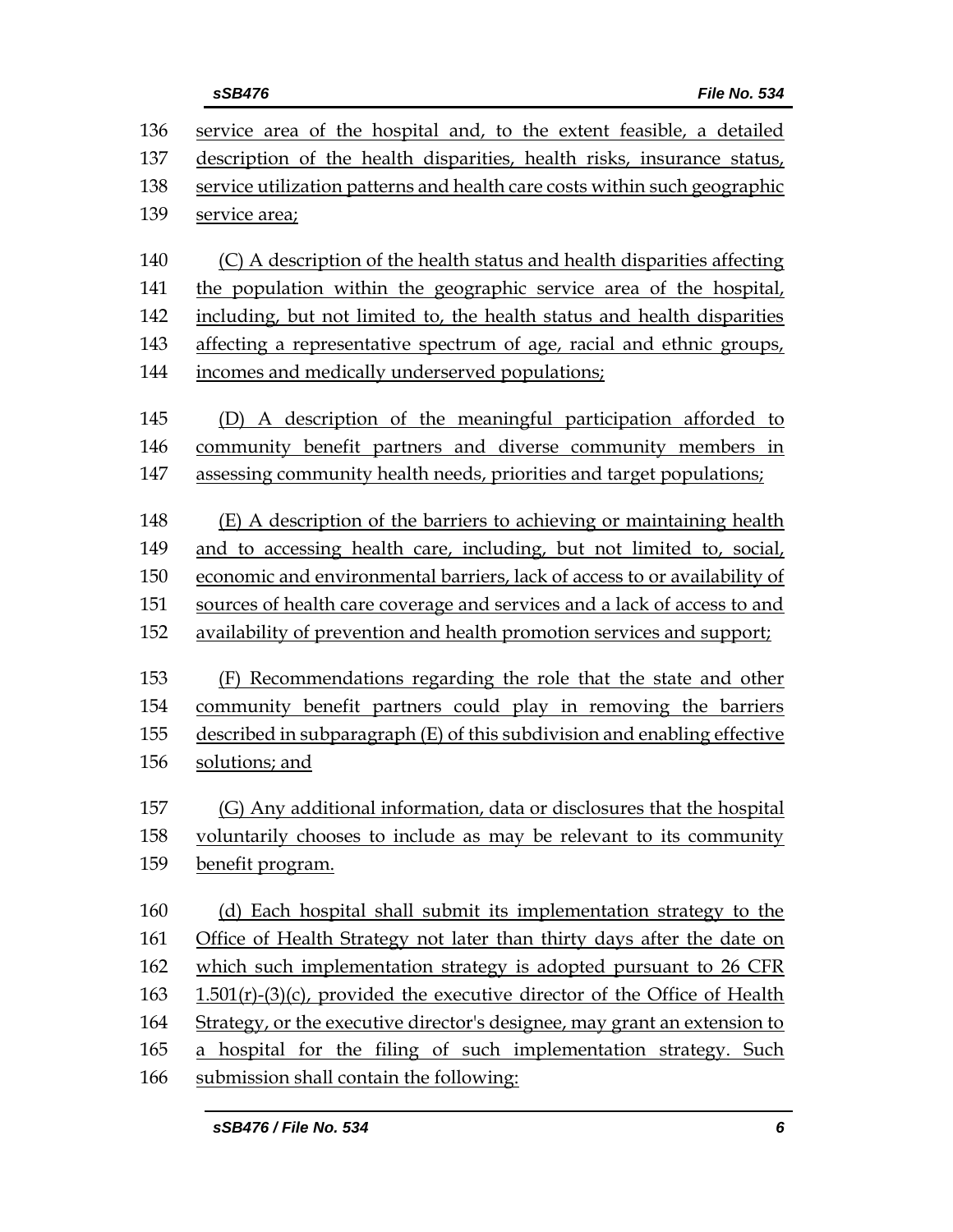service area of the hospital and, to the extent feasible, a detailed description of the health disparities, health risks, insurance status, service utilization patterns and health care costs within such geographic service area;

(C) A description of the health status and health disparities affecting the population within the geographic service area of the hospital, including, but not limited to, the health status and health disparities affecting a representative spectrum of age, racial and ethnic groups, incomes and medically underserved populations;

(D) A description of the meaningful participation afforded to community benefit partners and diverse community members in assessing community health needs, priorities and target populations;

(E) A description of the barriers to achieving or maintaining health and to accessing health care, including, but not limited to, social, economic and environmental barriers, lack of access to or availability of sources of health care coverage and services and a lack of access to and availability of prevention and health promotion services and support;

(F) Recommendations regarding the role that the state and other community benefit partners could play in removing the barriers described in subparagraph (E) of this subdivision and enabling effective solutions; and

(G) Any additional information, data or disclosures that the hospital voluntarily chooses to include as may be relevant to its community benefit program.

(d) Each hospital shall submit its implementation strategy to the Office of Health Strategy not later than thirty days after the date on which such implementation strategy is adopted pursuant to 26 CFR 1.501(r)-(3)(c), provided the executive director of the Office of Health Strategy, or the executive director's designee, may grant an extension to a hospital for the filing of such implementation strategy. Such submission shall contain the following: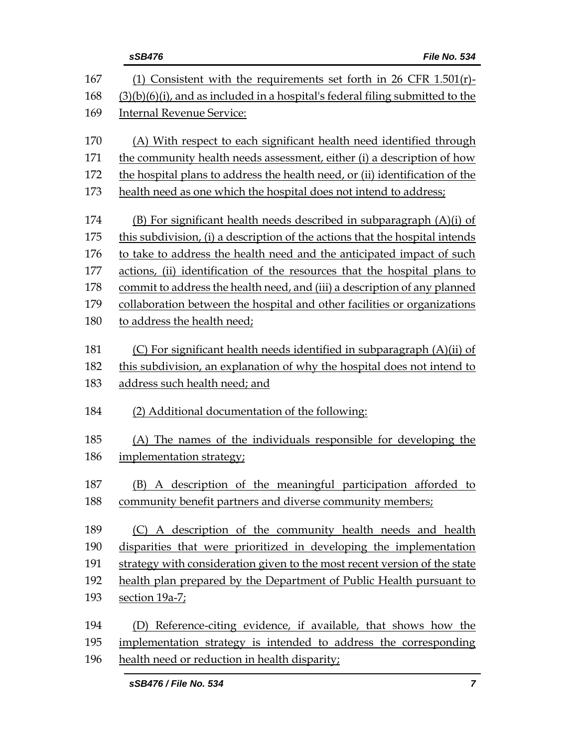(1) Consistent with the requirements set forth in 26 CFR 1.501(r)-(3)(b)(6)(i), and as included in a hospital's federal filing submitted to the Internal Revenue Service:

(A) With respect to each significant health need identified through the community health needs assessment, either (i) a description of how the hospital plans to address the health need, or (ii) identification of the health need as one which the hospital does not intend to address;

(B) For significant health needs described in subparagraph (A)(i) of this subdivision, (i) a description of the actions that the hospital intends to take to address the health need and the anticipated impact of such actions, (ii) identification of the resources that the hospital plans to commit to address the health need, and (iii) a description of any planned collaboration between the hospital and other facilities or organizations to address the health need;

(C) For significant health needs identified in subparagraph (A)(ii) of this subdivision, an explanation of why the hospital does not intend to address such health need; and

(2) Additional documentation of the following:

(A) The names of the individuals responsible for developing the implementation strategy;

(B) A description of the meaningful participation afforded to community benefit partners and diverse community members;

(C) A description of the community health needs and health disparities that were prioritized in developing the implementation strategy with consideration given to the most recent version of the state health plan prepared by the Department of Public Health pursuant to section 19a-7;

(D) Reference-citing evidence, if available, that shows how the implementation strategy is intended to address the corresponding health need or reduction in health disparity;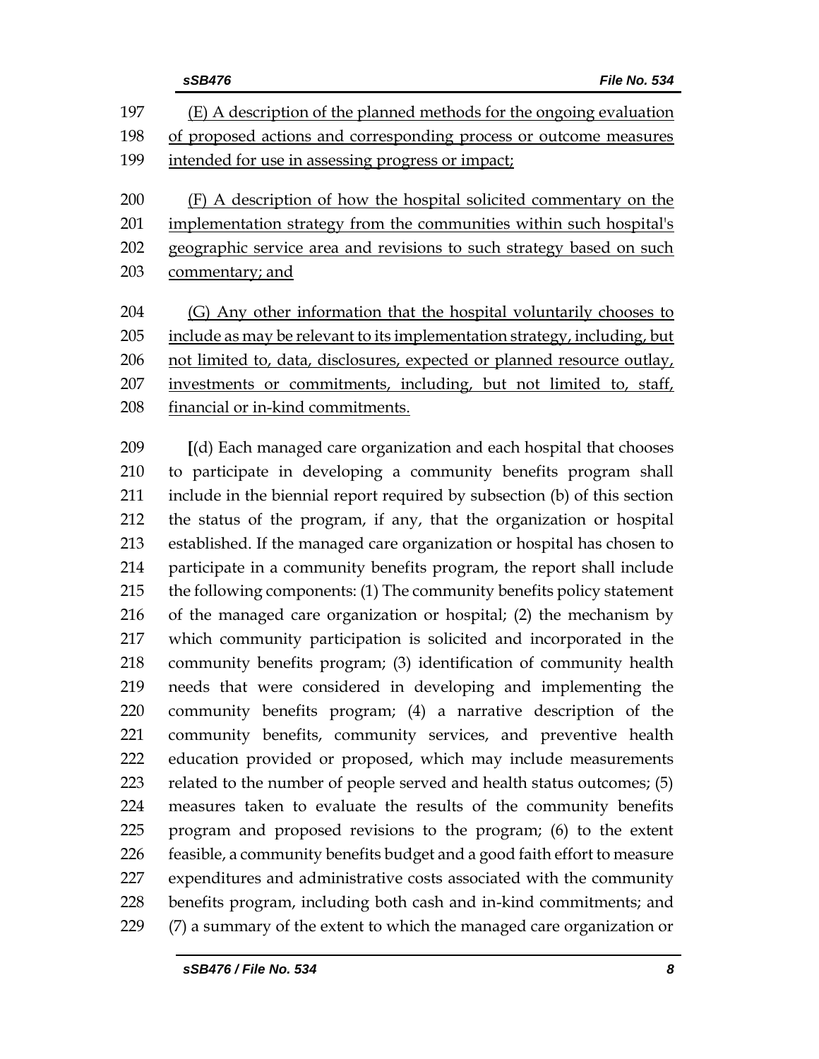(E) A description of the planned methods for the ongoing evaluation of proposed actions and corresponding process or outcome measures intended for use in assessing progress or impact;

(F) A description of how the hospital solicited commentary on the implementation strategy from the communities within such hospital's geographic service area and revisions to such strategy based on such commentary; and

(G) Any other information that the hospital voluntarily chooses to include as may be relevant to its implementation strategy, including, but not limited to, data, disclosures, expected or planned resource outlay, investments or commitments, including, but not limited to, staff, financial or in-kind commitments.

[(d) Each managed care organization and each hospital that chooses to participate in developing a community benefits program shall include in the biennial report required by subsection (b) of this section the status of the program, if any, that the organization or hospital established. If the managed care organization or hospital has chosen to participate in a community benefits program, the report shall include the following components: (1) The community benefits policy statement of the managed care organization or hospital; (2) the mechanism by which community participation is solicited and incorporated in the community benefits program; (3) identification of community health needs that were considered in developing and implementing the community benefits program; (4) a narrative description of the community benefits, community services, and preventive health education provided or proposed, which may include measurements related to the number of people served and health status outcomes; (5) measures taken to evaluate the results of the community benefits program and proposed revisions to the program; (6) to the extent feasible, a community benefits budget and a good faith effort to measure expenditures and administrative costs associated with the community benefits program, including both cash and in-kind commitments; and (7) a summary of the extent to which the managed care organization or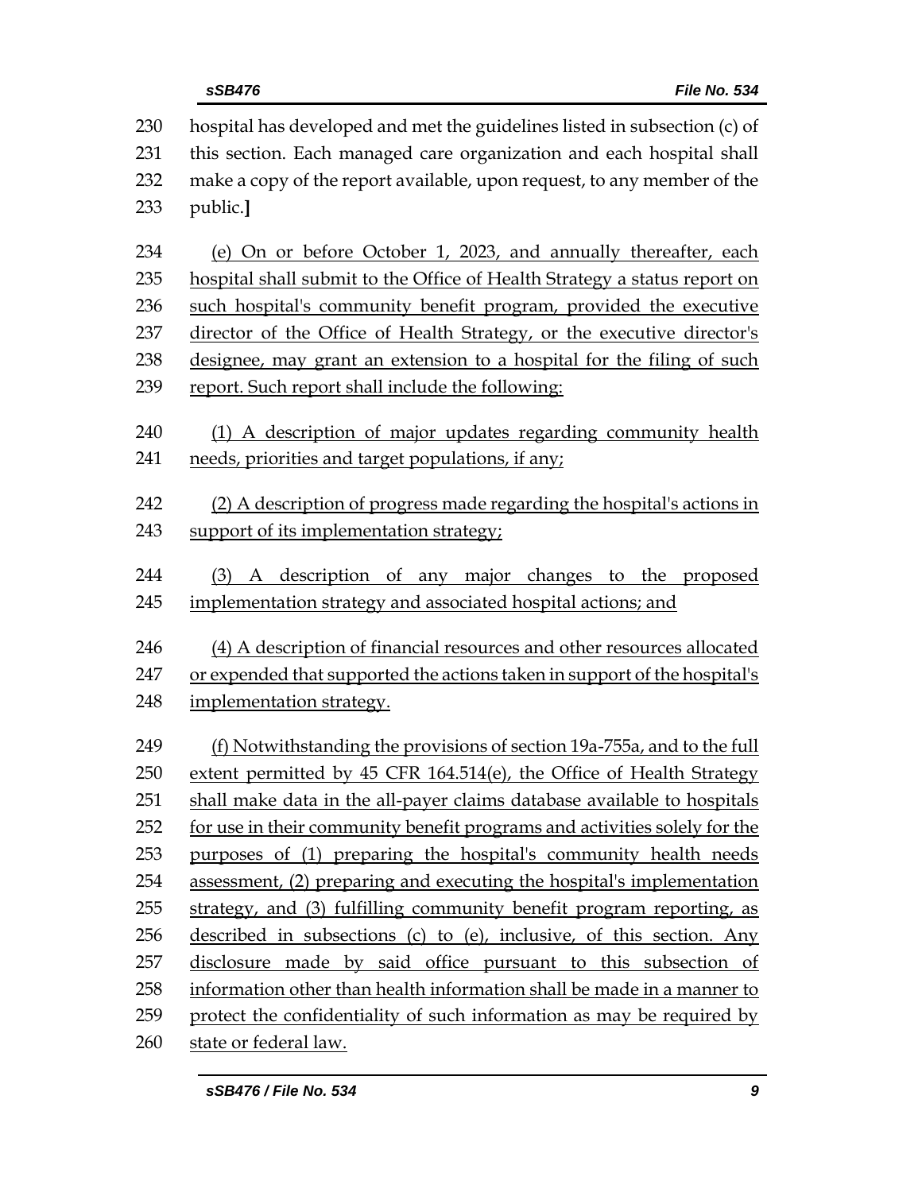hospital has developed and met the guidelines listed in subsection (c) of this section. Each managed care organization and each hospital shall make a copy of the report available, upon request, to any member of the public.**]**

<u>(e) On or before October 1, 2023, and annually thereafter, each hospital shall submit to the Office of Health Strategy a status report on such hospital's community benefit program, provided the executive director of the Office of Health Strategy, or the executive director's designee, may grant an extension to a hospital for the filing of such report. Such report shall include the following:</u>

<u>(1) A description of major updates regarding community health needs, priorities and target populations, if any;</u>

<u>(2) A description of progress made regarding the hospital's actions in support of its implementation strategy;</u>

<u>(3) A description of any major changes to the proposed implementation strategy and associated hospital actions; and</u>

<u>(4) A description of financial resources and other resources allocated or expended that supported the actions taken in support of the hospital's implementation strategy.</u>

<u>(f) Notwithstanding the provisions of section 19a-755a, and to the full extent permitted by 45 CFR 164.514(e), the Office of Health Strategy shall make data in the all-payer claims database available to hospitals for use in their community benefit programs and activities solely for the purposes of (1) preparing the hospital's community health needs assessment, (2) preparing and executing the hospital's implementation strategy, and (3) fulfilling community benefit program reporting, as described in subsections (c) to (e), inclusive, of this section. Any disclosure made by said office pursuant to this subsection of information other than health information shall be made in a manner to protect the confidentiality of such information as may be required by state or federal law.</u>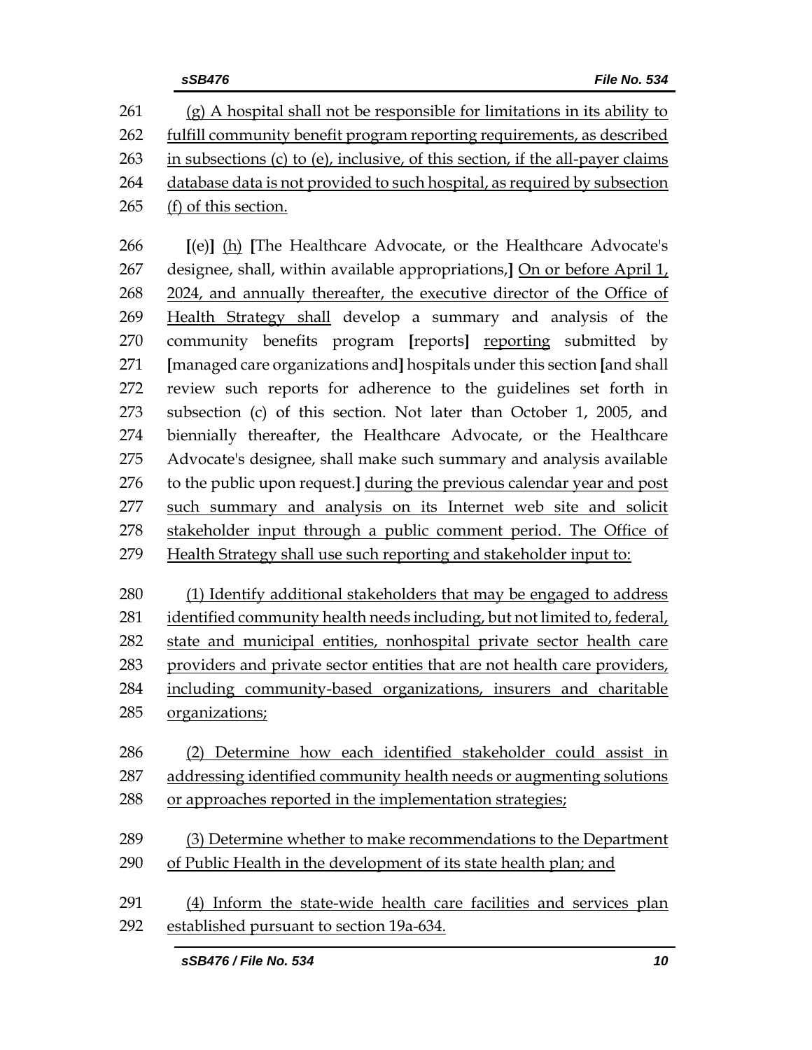(g) A hospital shall not be responsible for limitations in its ability to fulfill community benefit program reporting requirements, as described in subsections (c) to (e), inclusive, of this section, if the all-payer claims database data is not provided to such hospital, as required by subsection (f) of this section.

[(e)] (h) [The Healthcare Advocate, or the Healthcare Advocate's designee, shall, within available appropriations,] On or before April 1, 2024, and annually thereafter, the executive director of the Office of Health Strategy shall develop a summary and analysis of the community benefits program [reports] reporting submitted by [managed care organizations and] hospitals under this section [and shall review such reports for adherence to the guidelines set forth in subsection (c) of this section. Not later than October 1, 2005, and biennially thereafter, the Healthcare Advocate, or the Healthcare Advocate's designee, shall make such summary and analysis available to the public upon request.] during the previous calendar year and post such summary and analysis on its Internet web site and solicit stakeholder input through a public comment period. The Office of Health Strategy shall use such reporting and stakeholder input to:

(1) Identify additional stakeholders that may be engaged to address identified community health needs including, but not limited to, federal, state and municipal entities, nonhospital private sector health care providers and private sector entities that are not health care providers, including community-based organizations, insurers and charitable organizations;

(2) Determine how each identified stakeholder could assist in addressing identified community health needs or augmenting solutions or approaches reported in the implementation strategies;

(3) Determine whether to make recommendations to the Department of Public Health in the development of its state health plan; and

(4) Inform the state-wide health care facilities and services plan established pursuant to section 19a-634.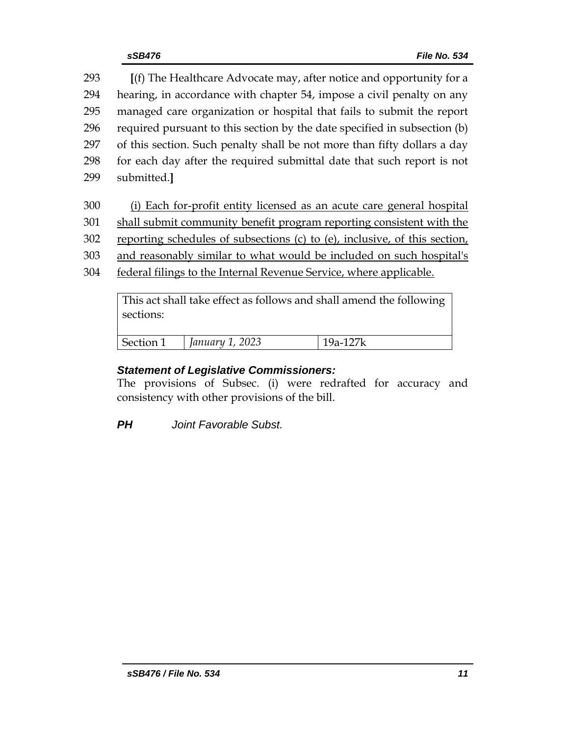293 [(f) The Healthcare Advocate may, after notice and opportunity for a
294 hearing, in accordance with chapter 54, impose a civil penalty on any
295 managed care organization or hospital that fails to submit the report
296 required pursuant to this section by the date specified in subsection (b)
297 of this section. Such penalty shall be not more than fifty dollars a day
298 for each day after the required submittal date that such report is not
299 submitted.]

300 <u>(i) Each for-profit entity licensed as an acute care general hospital</u>
301 <u>shall submit community benefit program reporting consistent with the</u>
302 <u>reporting schedules of subsections (c) to (e), inclusive, of this section,</u>
303 <u>and reasonably similar to what would be included on such hospital's</u>
304 <u>federal filings to the Internal Revenue Service, where applicable.</u>

| This act shall take effect as follows and shall amend the following sections: | | |
|---|---|---|
| Section 1 | *January 1, 2023* | 19a-127k |

***Statement of Legislative Commissioners:***
The provisions of Subsec. (i) were redrafted for accuracy and consistency with other provisions of the bill.

***PH*** *Joint Favorable Subst.*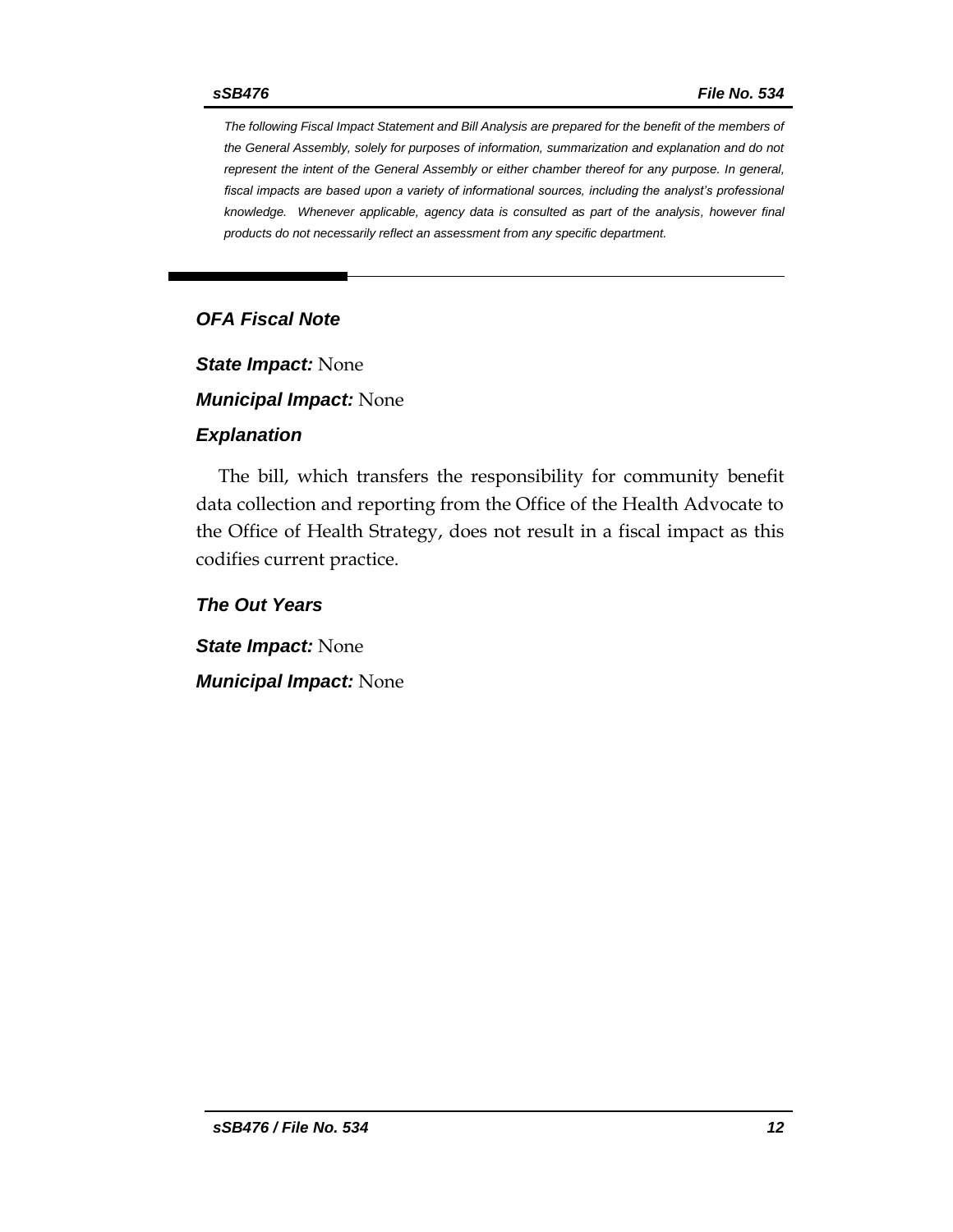*The following Fiscal Impact Statement and Bill Analysis are prepared for the benefit of the members of the General Assembly, solely for purposes of information, summarization and explanation and do not represent the intent of the General Assembly or either chamber thereof for any purpose. In general, fiscal impacts are based upon a variety of informational sources, including the analyst's professional knowledge. Whenever applicable, agency data is consulted as part of the analysis, however final products do not necessarily reflect an assessment from any specific department.*

## *OFA Fiscal Note*

***State Impact:*** None

***Municipal Impact:*** None

### *Explanation*

The bill, which transfers the responsibility for community benefit data collection and reporting from the Office of the Health Advocate to the Office of Health Strategy, does not result in a fiscal impact as this codifies current practice.

### *The Out Years*

***State Impact:*** None

***Municipal Impact:*** None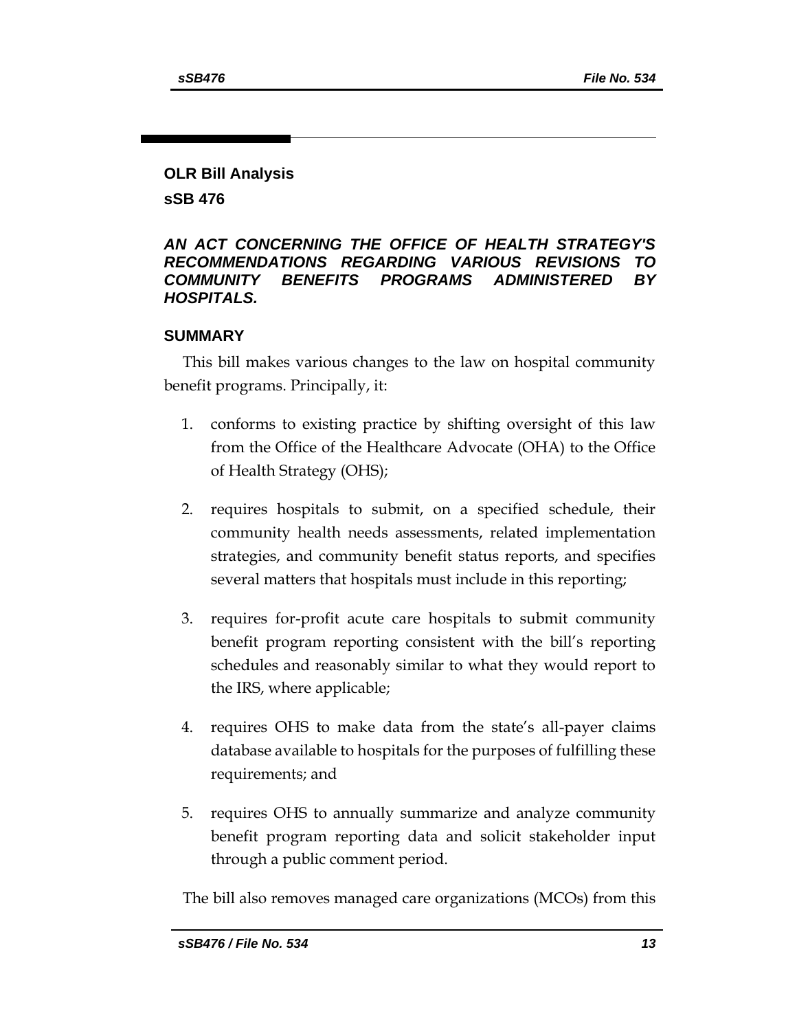# OLR Bill Analysis

## sSB 476

### *AN ACT CONCERNING THE OFFICE OF HEALTH STRATEGY'S RECOMMENDATIONS REGARDING VARIOUS REVISIONS TO COMMUNITY BENEFITS PROGRAMS ADMINISTERED BY HOSPITALS.*

## SUMMARY

This bill makes various changes to the law on hospital community benefit programs. Principally, it:

1. conforms to existing practice by shifting oversight of this law from the Office of the Healthcare Advocate (OHA) to the Office of Health Strategy (OHS);

2. requires hospitals to submit, on a specified schedule, their community health needs assessments, related implementation strategies, and community benefit status reports, and specifies several matters that hospitals must include in this reporting;

3. requires for-profit acute care hospitals to submit community benefit program reporting consistent with the bill's reporting schedules and reasonably similar to what they would report to the IRS, where applicable;

4. requires OHS to make data from the state's all-payer claims database available to hospitals for the purposes of fulfilling these requirements; and

5. requires OHS to annually summarize and analyze community benefit program reporting data and solicit stakeholder input through a public comment period.

The bill also removes managed care organizations (MCOs) from this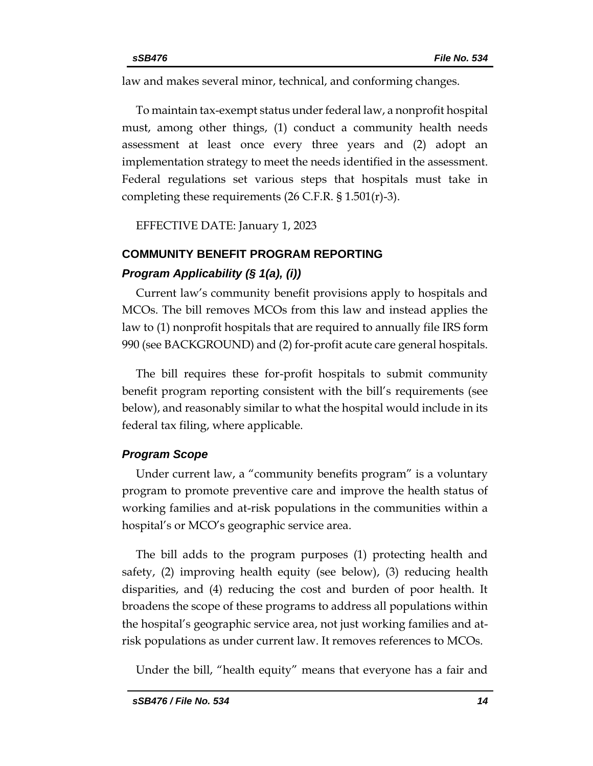law and makes several minor, technical, and conforming changes.

To maintain tax-exempt status under federal law, a nonprofit hospital must, among other things, (1) conduct a community health needs assessment at least once every three years and (2) adopt an implementation strategy to meet the needs identified in the assessment. Federal regulations set various steps that hospitals must take in completing these requirements (26 C.F.R. § 1.501(r)-3).

EFFECTIVE DATE: January 1, 2023

## COMMUNITY BENEFIT PROGRAM REPORTING

### *Program Applicability (§ 1(a), (i))*

Current law's community benefit provisions apply to hospitals and MCOs. The bill removes MCOs from this law and instead applies the law to (1) nonprofit hospitals that are required to annually file IRS form 990 (see BACKGROUND) and (2) for-profit acute care general hospitals.

The bill requires these for-profit hospitals to submit community benefit program reporting consistent with the bill's requirements (see below), and reasonably similar to what the hospital would include in its federal tax filing, where applicable.

### *Program Scope*

Under current law, a "community benefits program" is a voluntary program to promote preventive care and improve the health status of working families and at-risk populations in the communities within a hospital's or MCO's geographic service area.

The bill adds to the program purposes (1) protecting health and safety, (2) improving health equity (see below), (3) reducing health disparities, and (4) reducing the cost and burden of poor health. It broadens the scope of these programs to address all populations within the hospital's geographic service area, not just working families and at-risk populations as under current law. It removes references to MCOs.

Under the bill, "health equity" means that everyone has a fair and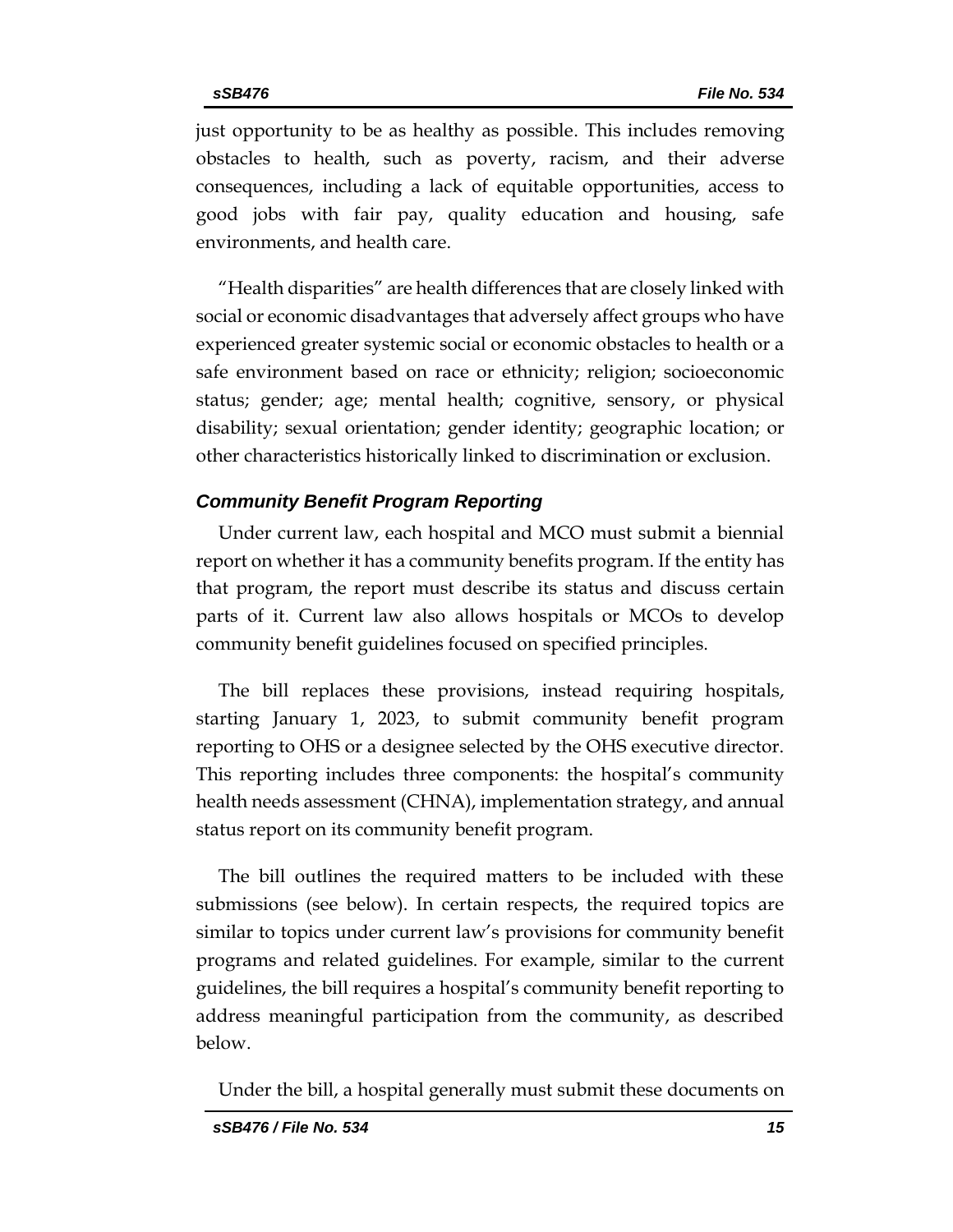just opportunity to be as healthy as possible. This includes removing obstacles to health, such as poverty, racism, and their adverse consequences, including a lack of equitable opportunities, access to good jobs with fair pay, quality education and housing, safe environments, and health care.

"Health disparities" are health differences that are closely linked with social or economic disadvantages that adversely affect groups who have experienced greater systemic social or economic obstacles to health or a safe environment based on race or ethnicity; religion; socioeconomic status; gender; age; mental health; cognitive, sensory, or physical disability; sexual orientation; gender identity; geographic location; or other characteristics historically linked to discrimination or exclusion.

### *Community Benefit Program Reporting*

Under current law, each hospital and MCO must submit a biennial report on whether it has a community benefits program. If the entity has that program, the report must describe its status and discuss certain parts of it. Current law also allows hospitals or MCOs to develop community benefit guidelines focused on specified principles.

The bill replaces these provisions, instead requiring hospitals, starting January 1, 2023, to submit community benefit program reporting to OHS or a designee selected by the OHS executive director. This reporting includes three components: the hospital's community health needs assessment (CHNA), implementation strategy, and annual status report on its community benefit program.

The bill outlines the required matters to be included with these submissions (see below). In certain respects, the required topics are similar to topics under current law's provisions for community benefit programs and related guidelines. For example, similar to the current guidelines, the bill requires a hospital's community benefit reporting to address meaningful participation from the community, as described below.

Under the bill, a hospital generally must submit these documents on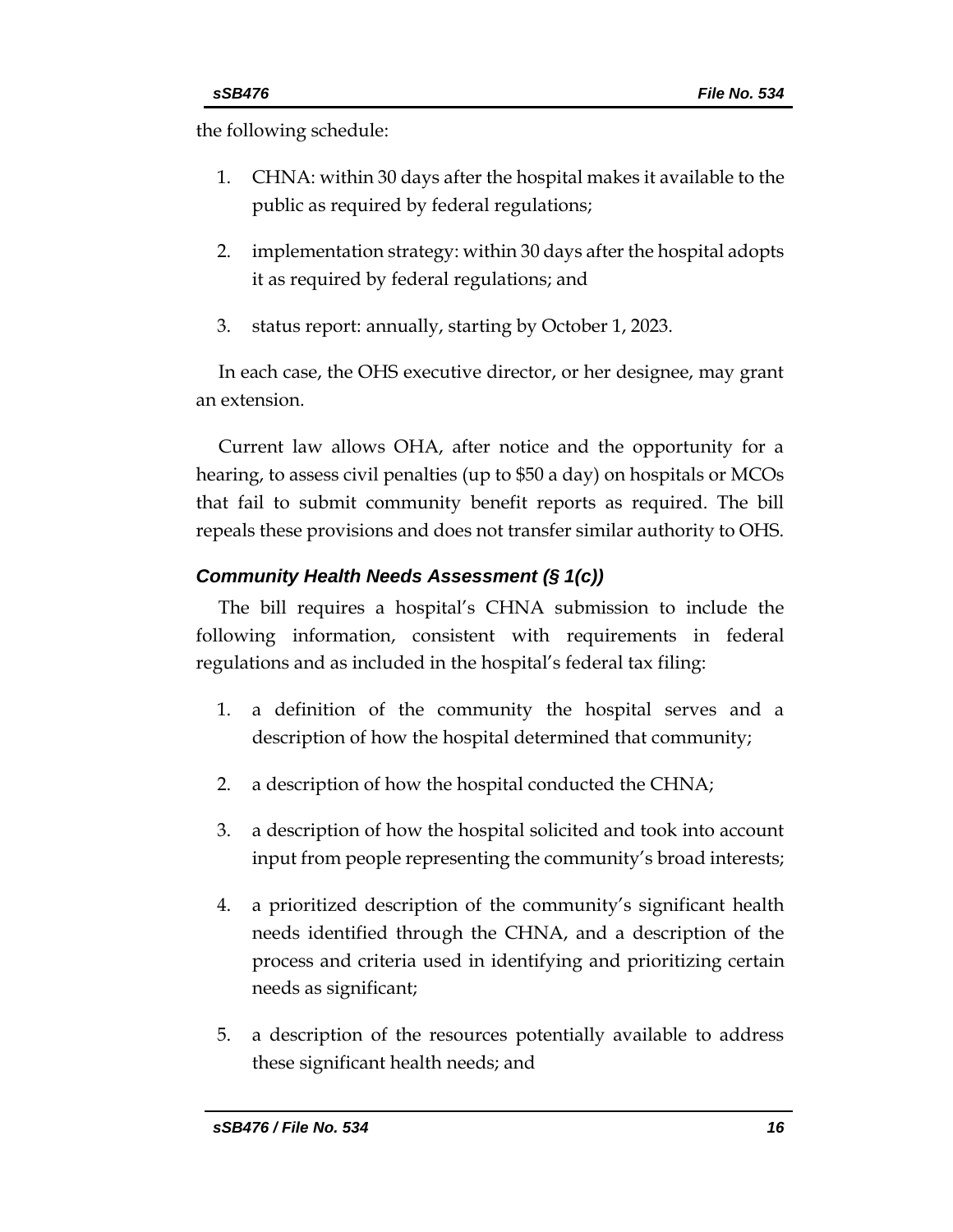the following schedule:

1. CHNA: within 30 days after the hospital makes it available to the public as required by federal regulations;
2. implementation strategy: within 30 days after the hospital adopts it as required by federal regulations; and
3. status report: annually, starting by October 1, 2023.

In each case, the OHS executive director, or her designee, may grant an extension.

Current law allows OHA, after notice and the opportunity for a hearing, to assess civil penalties (up to $50 a day) on hospitals or MCOs that fail to submit community benefit reports as required. The bill repeals these provisions and does not transfer similar authority to OHS.

### *Community Health Needs Assessment (§ 1(c))*

The bill requires a hospital's CHNA submission to include the following information, consistent with requirements in federal regulations and as included in the hospital's federal tax filing:

1. a definition of the community the hospital serves and a description of how the hospital determined that community;
2. a description of how the hospital conducted the CHNA;
3. a description of how the hospital solicited and took into account input from people representing the community's broad interests;
4. a prioritized description of the community's significant health needs identified through the CHNA, and a description of the process and criteria used in identifying and prioritizing certain needs as significant;
5. a description of the resources potentially available to address these significant health needs; and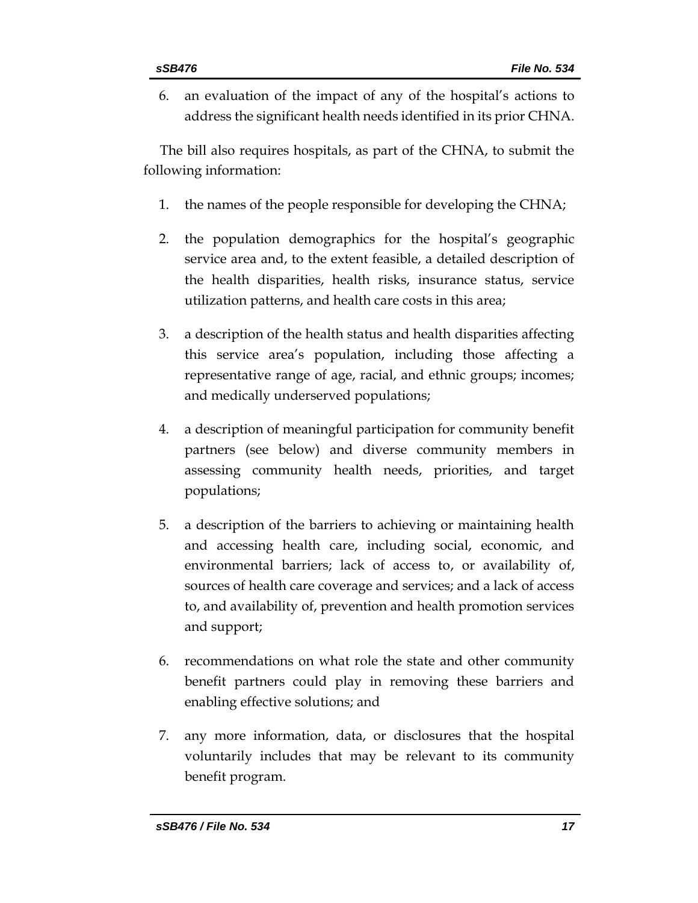6. an evaluation of the impact of any of the hospital's actions to address the significant health needs identified in its prior CHNA.

The bill also requires hospitals, as part of the CHNA, to submit the following information:

1. the names of the people responsible for developing the CHNA;

2. the population demographics for the hospital's geographic service area and, to the extent feasible, a detailed description of the health disparities, health risks, insurance status, service utilization patterns, and health care costs in this area;

3. a description of the health status and health disparities affecting this service area's population, including those affecting a representative range of age, racial, and ethnic groups; incomes; and medically underserved populations;

4. a description of meaningful participation for community benefit partners (see below) and diverse community members in assessing community health needs, priorities, and target populations;

5. a description of the barriers to achieving or maintaining health and accessing health care, including social, economic, and environmental barriers; lack of access to, or availability of, sources of health care coverage and services; and a lack of access to, and availability of, prevention and health promotion services and support;

6. recommendations on what role the state and other community benefit partners could play in removing these barriers and enabling effective solutions; and

7. any more information, data, or disclosures that the hospital voluntarily includes that may be relevant to its community benefit program.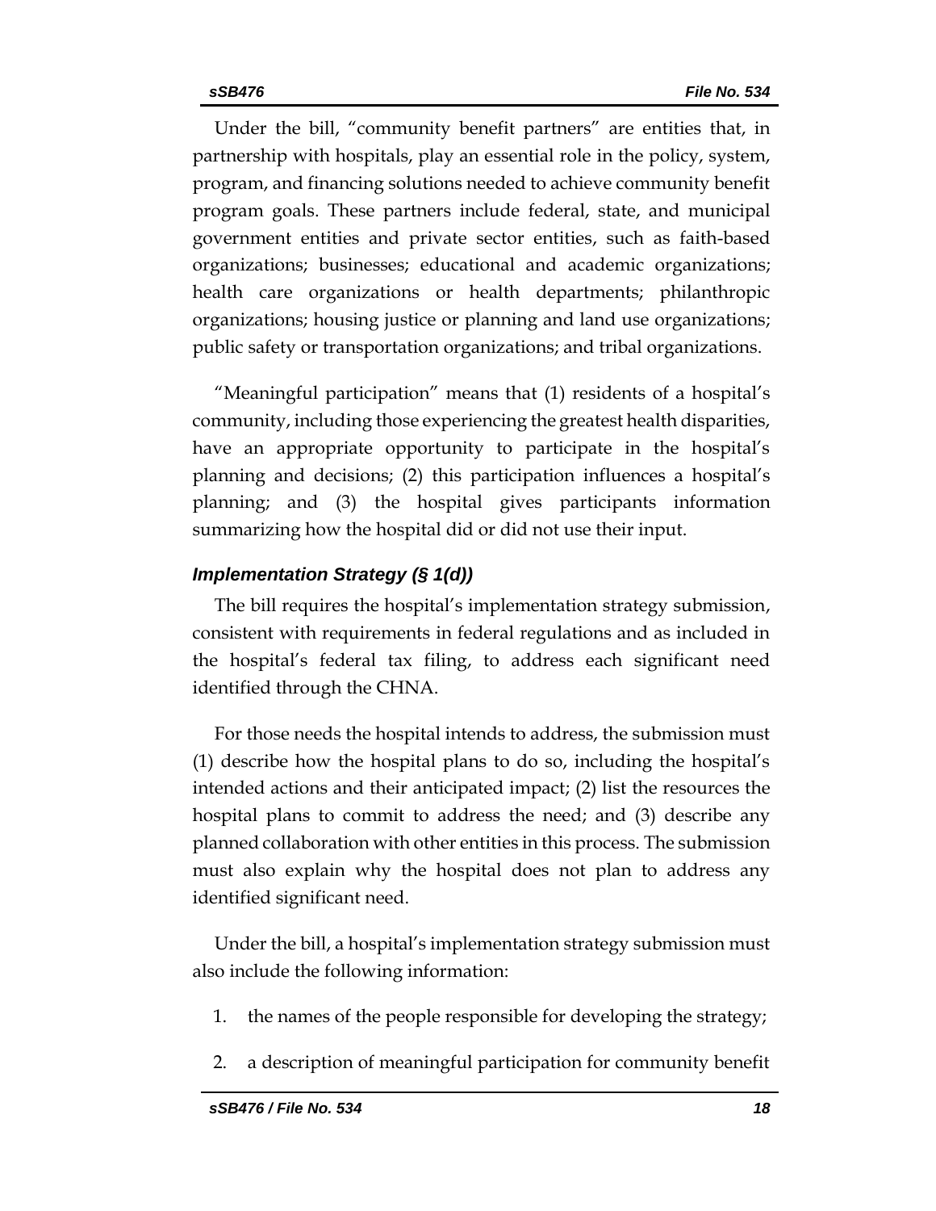Under the bill, "community benefit partners" are entities that, in partnership with hospitals, play an essential role in the policy, system, program, and financing solutions needed to achieve community benefit program goals. These partners include federal, state, and municipal government entities and private sector entities, such as faith-based organizations; businesses; educational and academic organizations; health care organizations or health departments; philanthropic organizations; housing justice or planning and land use organizations; public safety or transportation organizations; and tribal organizations.

"Meaningful participation" means that (1) residents of a hospital's community, including those experiencing the greatest health disparities, have an appropriate opportunity to participate in the hospital's planning and decisions; (2) this participation influences a hospital's planning; and (3) the hospital gives participants information summarizing how the hospital did or did not use their input.

### *Implementation Strategy (§ 1(d))*

The bill requires the hospital's implementation strategy submission, consistent with requirements in federal regulations and as included in the hospital's federal tax filing, to address each significant need identified through the CHNA.

For those needs the hospital intends to address, the submission must (1) describe how the hospital plans to do so, including the hospital's intended actions and their anticipated impact; (2) list the resources the hospital plans to commit to address the need; and (3) describe any planned collaboration with other entities in this process. The submission must also explain why the hospital does not plan to address any identified significant need.

Under the bill, a hospital's implementation strategy submission must also include the following information:

1. the names of the people responsible for developing the strategy;
2. a description of meaningful participation for community benefit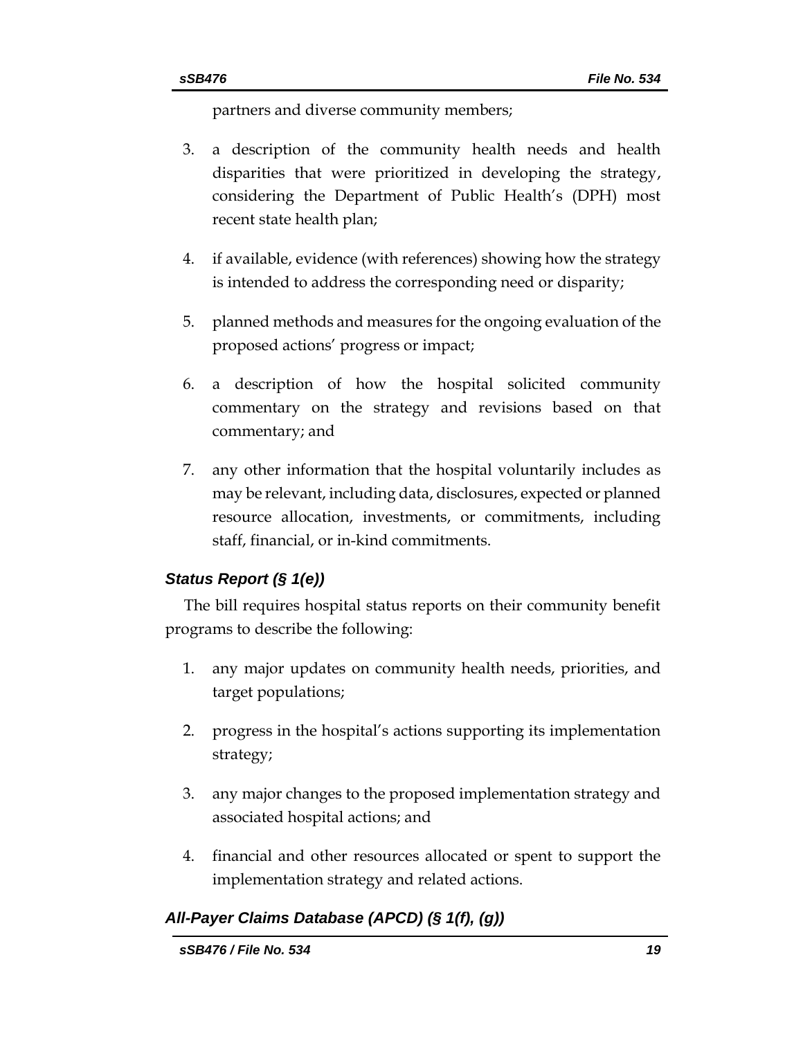partners and diverse community members;

3. a description of the community health needs and health disparities that were prioritized in developing the strategy, considering the Department of Public Health's (DPH) most recent state health plan;

4. if available, evidence (with references) showing how the strategy is intended to address the corresponding need or disparity;

5. planned methods and measures for the ongoing evaluation of the proposed actions' progress or impact;

6. a description of how the hospital solicited community commentary on the strategy and revisions based on that commentary; and

7. any other information that the hospital voluntarily includes as may be relevant, including data, disclosures, expected or planned resource allocation, investments, or commitments, including staff, financial, or in-kind commitments.

### *Status Report (§ 1(e))*

The bill requires hospital status reports on their community benefit programs to describe the following:

1. any major updates on community health needs, priorities, and target populations;

2. progress in the hospital's actions supporting its implementation strategy;

3. any major changes to the proposed implementation strategy and associated hospital actions; and

4. financial and other resources allocated or spent to support the implementation strategy and related actions.

### *All-Payer Claims Database (APCD) (§ 1(f), (g))*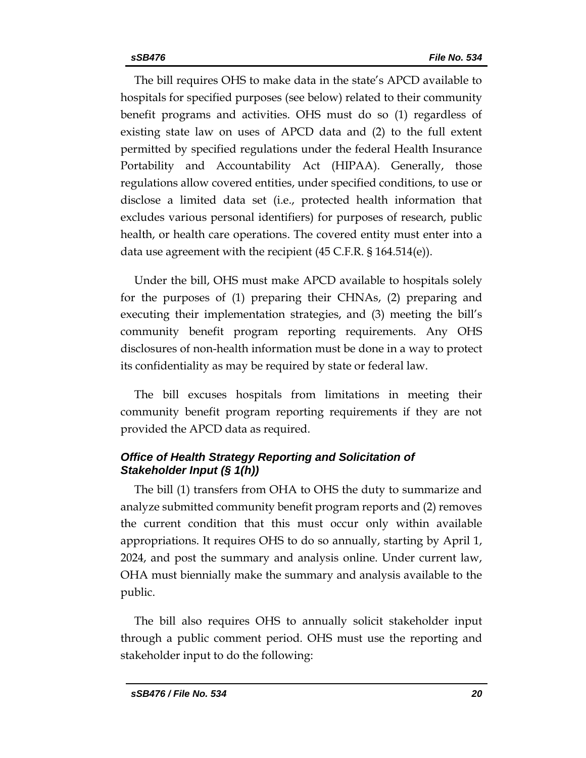The bill requires OHS to make data in the state's APCD available to hospitals for specified purposes (see below) related to their community benefit programs and activities. OHS must do so (1) regardless of existing state law on uses of APCD data and (2) to the full extent permitted by specified regulations under the federal Health Insurance Portability and Accountability Act (HIPAA). Generally, those regulations allow covered entities, under specified conditions, to use or disclose a limited data set (i.e., protected health information that excludes various personal identifiers) for purposes of research, public health, or health care operations. The covered entity must enter into a data use agreement with the recipient (45 C.F.R. § 164.514(e)).

Under the bill, OHS must make APCD available to hospitals solely for the purposes of (1) preparing their CHNAs, (2) preparing and executing their implementation strategies, and (3) meeting the bill's community benefit program reporting requirements. Any OHS disclosures of non-health information must be done in a way to protect its confidentiality as may be required by state or federal law.

The bill excuses hospitals from limitations in meeting their community benefit program reporting requirements if they are not provided the APCD data as required.

### *Office of Health Strategy Reporting and Solicitation of Stakeholder Input (§ 1(h))*

The bill (1) transfers from OHA to OHS the duty to summarize and analyze submitted community benefit program reports and (2) removes the current condition that this must occur only within available appropriations. It requires OHS to do so annually, starting by April 1, 2024, and post the summary and analysis online. Under current law, OHA must biennially make the summary and analysis available to the public.

The bill also requires OHS to annually solicit stakeholder input through a public comment period. OHS must use the reporting and stakeholder input to do the following: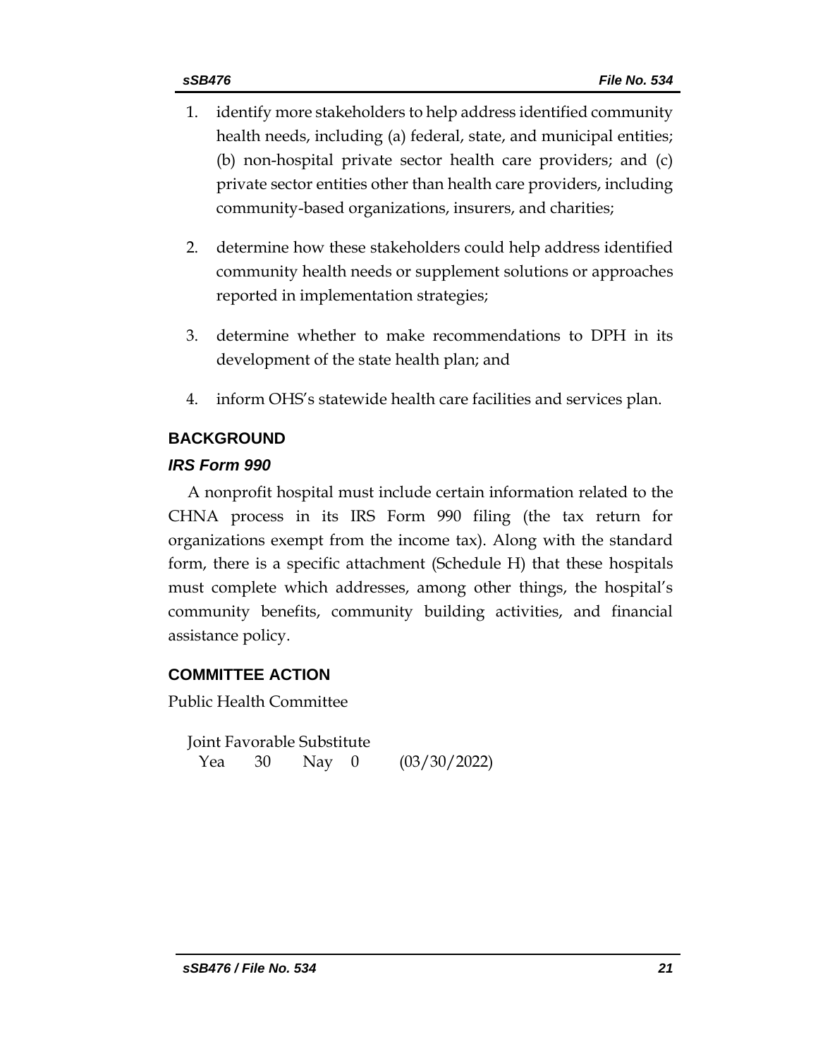1. identify more stakeholders to help address identified community health needs, including (a) federal, state, and municipal entities; (b) non-hospital private sector health care providers; and (c) private sector entities other than health care providers, including community-based organizations, insurers, and charities;

2. determine how these stakeholders could help address identified community health needs or supplement solutions or approaches reported in implementation strategies;

3. determine whether to make recommendations to DPH in its development of the state health plan; and

4. inform OHS's statewide health care facilities and services plan.

## BACKGROUND

### *IRS Form 990*

A nonprofit hospital must include certain information related to the CHNA process in its IRS Form 990 filing (the tax return for organizations exempt from the income tax). Along with the standard form, there is a specific attachment (Schedule H) that these hospitals must complete which addresses, among other things, the hospital's community benefits, community building activities, and financial assistance policy.

## COMMITTEE ACTION

Public Health Committee

Joint Favorable Substitute

| | | | | |
|---|---|---|---|---|
| Yea | 30 | Nay | 0 | (03/30/2022) |